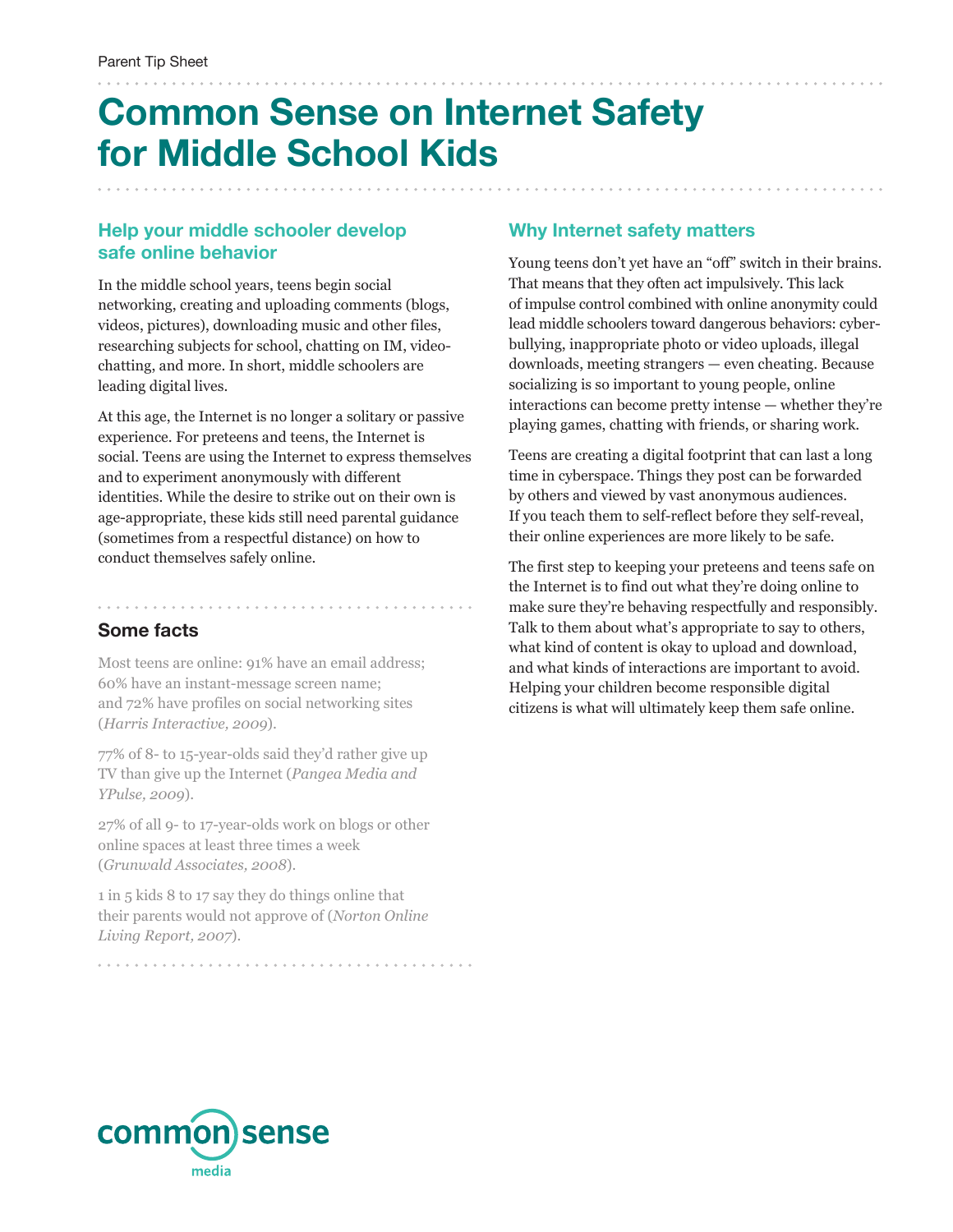Parent Tip Sheet

# Common Sense on Internet Safety for Middle School Kids

## Help your middle schooler develop safe online behavior

In the middle school years, teens begin social networking, creating and uploading comments (blogs, videos, pictures), downloading music and other files, researching subjects for school, chatting on IM, video-chatting, and more. In short, middle schoolers are leading digital lives.

At this age, the Internet is no longer a solitary or passive experience. For preteens and teens, the Internet is social. Teens are using the Internet to express themselves and to experiment anonymously with different identities. While the desire to strike out on their own is age-appropriate, these kids still need parental guidance (sometimes from a respectful distance) on how to conduct themselves safely online.

## Some facts

Most teens are online: 91% have an email address; 60% have an instant-message screen name; and 72% have profiles on social networking sites (*Harris Interactive, 2009*).

77% of 8- to 15-year-olds said they'd rather give up TV than give up the Internet (*Pangea Media and YPulse, 2009*).

27% of all 9- to 17-year-olds work on blogs or other online spaces at least three times a week (*Grunwald Associates, 2008*).

1 in 5 kids 8 to 17 say they do things online that their parents would not approve of (*Norton Online Living Report, 2007*).

## Why Internet safety matters

Young teens don't yet have an "off" switch in their brains. That means that they often act impulsively. This lack of impulse control combined with online anonymity could lead middle schoolers toward dangerous behaviors: cyber-bullying, inappropriate photo or video uploads, illegal downloads, meeting strangers — even cheating. Because socializing is so important to young people, online interactions can become pretty intense — whether they're playing games, chatting with friends, or sharing work.

Teens are creating a digital footprint that can last a long time in cyberspace. Things they post can be forwarded by others and viewed by vast anonymous audiences. If you teach them to self-reflect before they self-reveal, their online experiences are more likely to be safe.

The first step to keeping your preteens and teens safe on the Internet is to find out what they're doing online to make sure they're behaving respectfully and responsibly. Talk to them about what's appropriate to say to others, what kind of content is okay to upload and download, and what kinds of interactions are important to avoid. Helping your children become responsible digital citizens is what will ultimately keep them safe online.

common sense media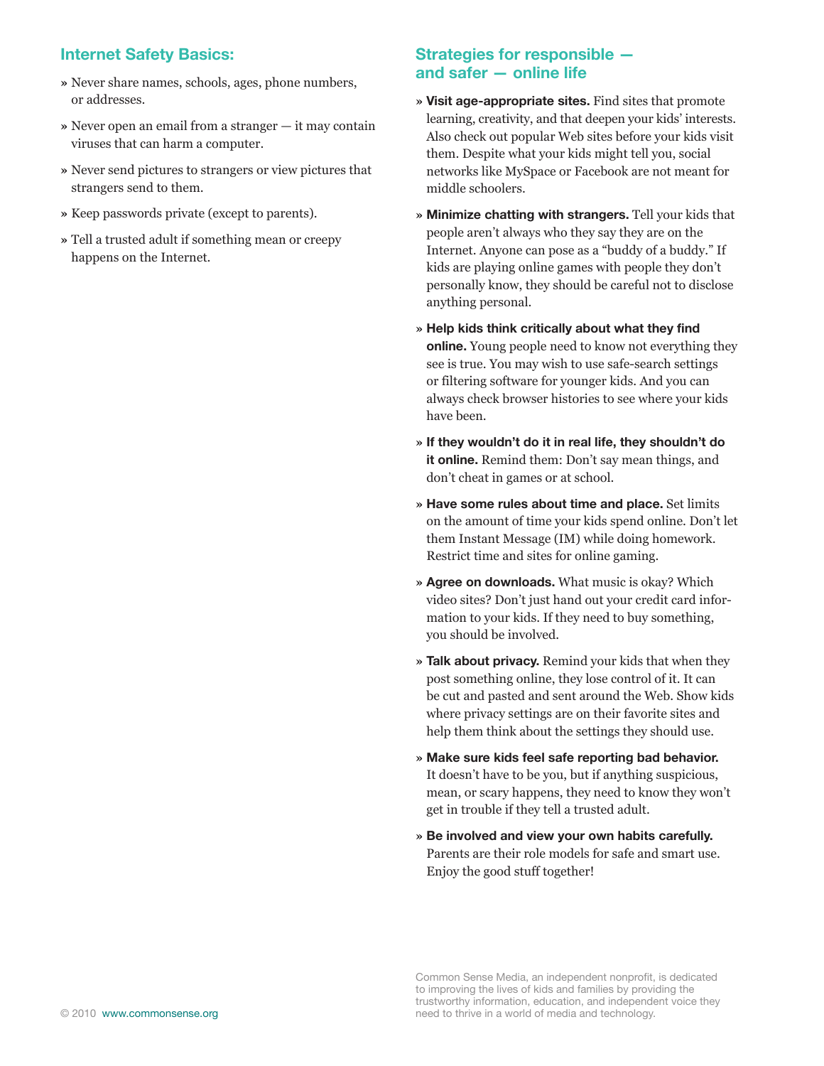## Internet Safety Basics:

- Never share names, schools, ages, phone numbers, or addresses.
- Never open an email from a stranger — it may contain viruses that can harm a computer.
- Never send pictures to strangers or view pictures that strangers send to them.
- Keep passwords private (except to parents).
- Tell a trusted adult if something mean or creepy happens on the Internet.

## Strategies for responsible — and safer — online life

- **Visit age-appropriate sites.** Find sites that promote learning, creativity, and that deepen your kids' interests. Also check out popular Web sites before your kids visit them. Despite what your kids might tell you, social networks like MySpace or Facebook are not meant for middle schoolers.
- **Minimize chatting with strangers.** Tell your kids that people aren't always who they say they are on the Internet. Anyone can pose as a "buddy of a buddy." If kids are playing online games with people they don't personally know, they should be careful not to disclose anything personal.
- **Help kids think critically about what they find online.** Young people need to know not everything they see is true. You may wish to use safe-search settings or filtering software for younger kids. And you can always check browser histories to see where your kids have been.
- **If they wouldn't do it in real life, they shouldn't do it online.** Remind them: Don't say mean things, and don't cheat in games or at school.
- **Have some rules about time and place.** Set limits on the amount of time your kids spend online. Don't let them Instant Message (IM) while doing homework. Restrict time and sites for online gaming.
- **Agree on downloads.** What music is okay? Which video sites? Don't just hand out your credit card information to your kids. If they need to buy something, you should be involved.
- **Talk about privacy.** Remind your kids that when they post something online, they lose control of it. It can be cut and pasted and sent around the Web. Show kids where privacy settings are on their favorite sites and help them think about the settings they should use.
- **Make sure kids feel safe reporting bad behavior.** It doesn't have to be you, but if anything suspicious, mean, or scary happens, they need to know they won't get in trouble if they tell a trusted adult.
- **Be involved and view your own habits carefully.** Parents are their role models for safe and smart use. Enjoy the good stuff together!

© 2010 www.commonsense.org

Common Sense Media, an independent nonprofit, is dedicated to improving the lives of kids and families by providing the trustworthy information, education, and independent voice they need to thrive in a world of media and technology.